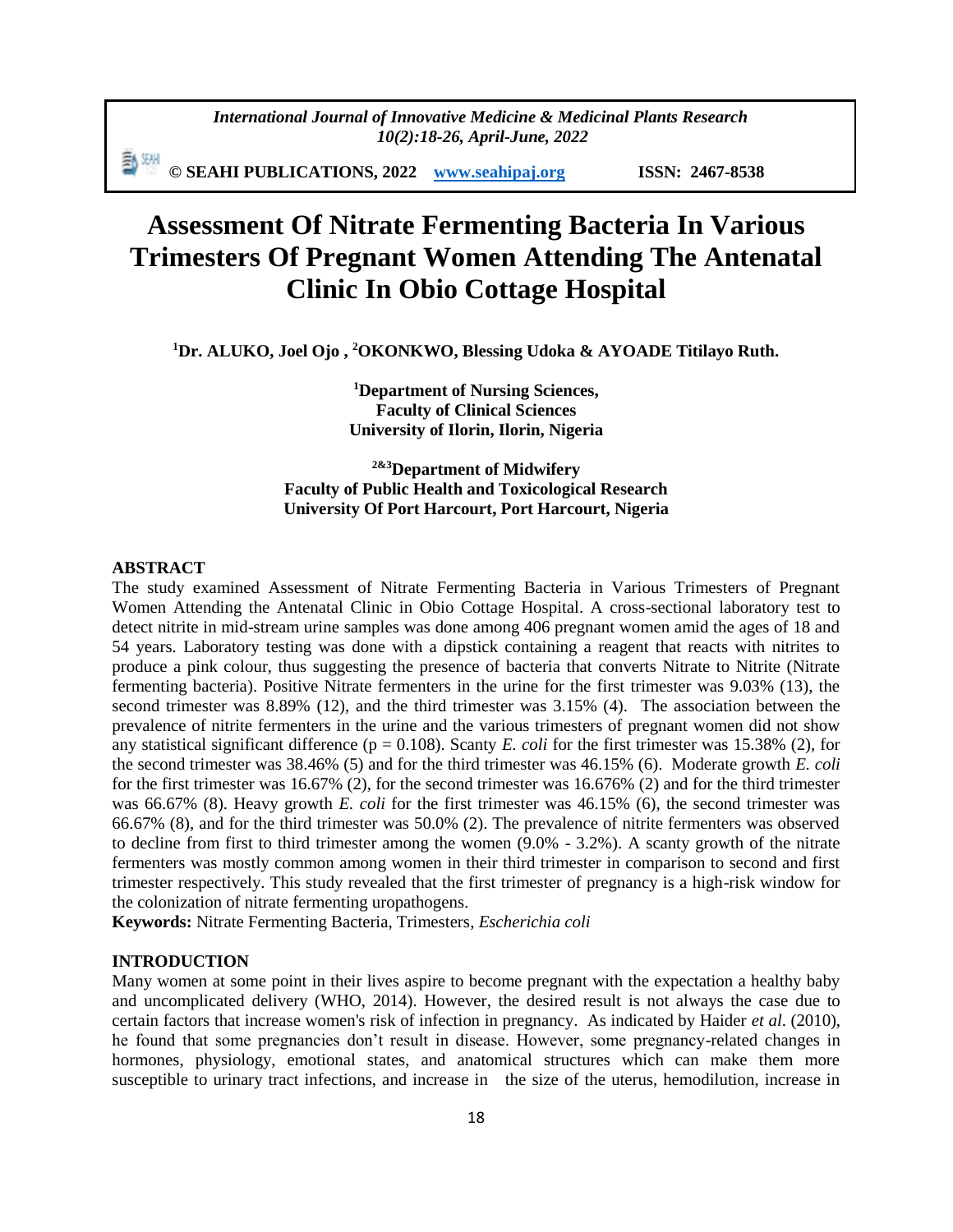# Assessment Of Nitrate Fermenting Bacteria In Various Trimesters Of Pregnant Women Attending The Antenatal Clinic In Obio Cottage Hospital

**[1]Dr. ALUKO, Joel Ojo , [2]OKONKWO, Blessing Udoka & AYOADE Titilayo Ruth.**

**[1]Department of Nursing Sciences,**
**Faculty of Clinical Sciences**
**University of Ilorin, Ilorin, Nigeria**

**[2&3]Department of Midwifery**
**Faculty of Public Health and Toxicological Research**
**University Of Port Harcourt, Port Harcourt, Nigeria**

## ABSTRACT

The study examined Assessment of Nitrate Fermenting Bacteria in Various Trimesters of Pregnant Women Attending the Antenatal Clinic in Obio Cottage Hospital. A cross-sectional laboratory test to detect nitrite in mid-stream urine samples was done among 406 pregnant women amid the ages of 18 and 54 years. Laboratory testing was done with a dipstick containing a reagent that reacts with nitrites to produce a pink colour, thus suggesting the presence of bacteria that converts Nitrate to Nitrite (Nitrate fermenting bacteria). Positive Nitrate fermenters in the urine for the first trimester was 9.03% (13), the second trimester was 8.89% (12), and the third trimester was 3.15% (4). The association between the prevalence of nitrite fermenters in the urine and the various trimesters of pregnant women did not show any statistical significant difference ($p = 0.108$). Scanty *E. coli* for the first trimester was 15.38% (2), for the second trimester was 38.46% (5) and for the third trimester was 46.15% (6). Moderate growth *E. coli* for the first trimester was 16.67% (2), for the second trimester was 16.676% (2) and for the third trimester was 66.67% (8). Heavy growth *E. coli* for the first trimester was 46.15% (6), the second trimester was 66.67% (8), and for the third trimester was 50.0% (2). The prevalence of nitrite fermenters was observed to decline from first to third trimester among the women (9.0% - 3.2%). A scanty growth of the nitrate fermenters was mostly common among women in their third trimester in comparison to second and first trimester respectively. This study revealed that the first trimester of pregnancy is a high-risk window for the colonization of nitrate fermenting uropathogens.

**Keywords:** Nitrate Fermenting Bacteria, Trimesters, *Escherichia coli*

## INTRODUCTION

Many women at some point in their lives aspire to become pregnant with the expectation a healthy baby and uncomplicated delivery (WHO, 2014). However, the desired result is not always the case due to certain factors that increase women's risk of infection in pregnancy. As indicated by Haider *et al*. (2010), he found that some pregnancies don't result in disease. However, some pregnancy-related changes in hormones, physiology, emotional states, and anatomical structures which can make them more susceptible to urinary tract infections, and increase in the size of the uterus, hemodilution, increase in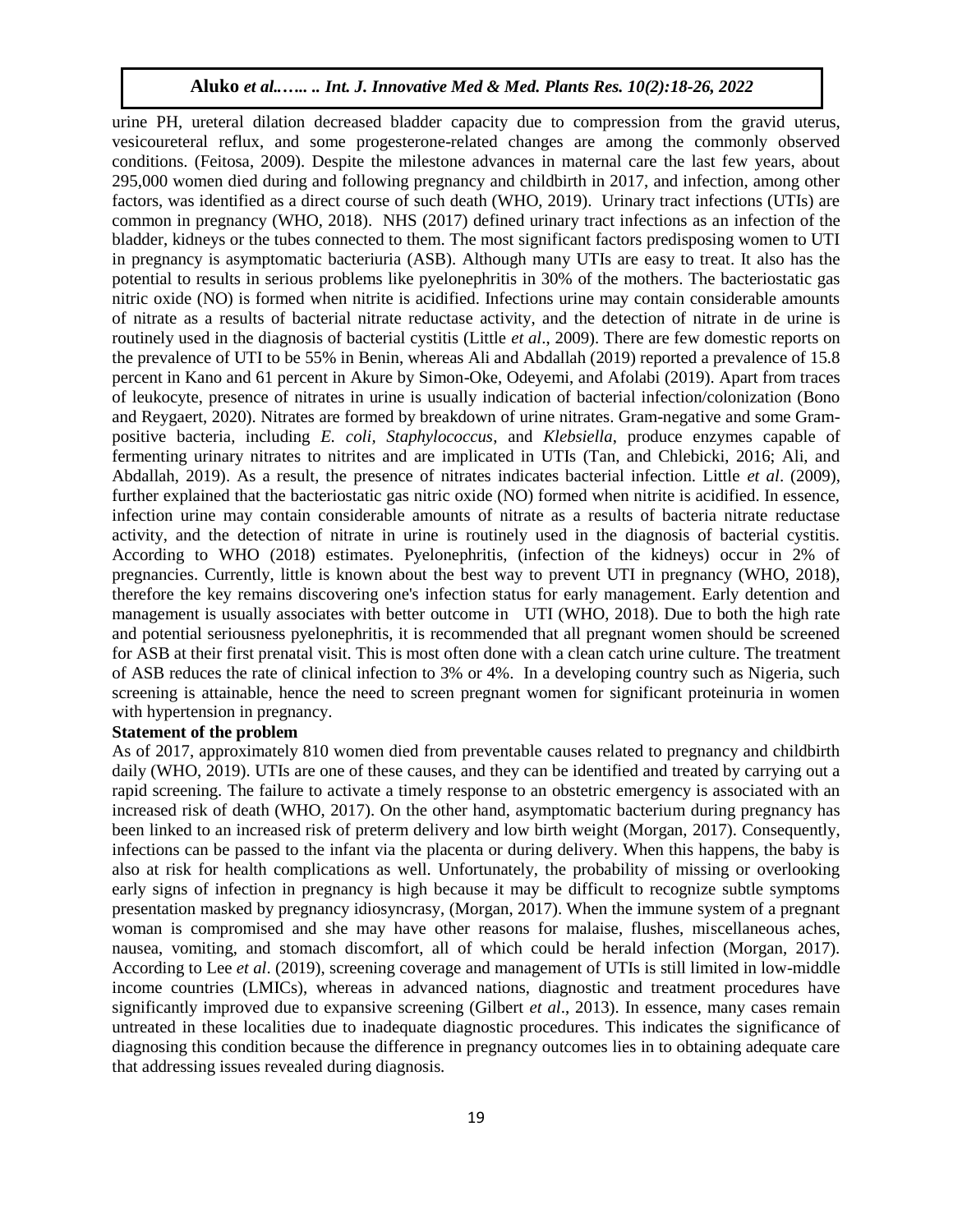urine PH, ureteral dilation decreased bladder capacity due to compression from the gravid uterus, vesicoureteral reflux, and some progesterone-related changes are among the commonly observed conditions. (Feitosa, 2009). Despite the milestone advances in maternal care the last few years, about 295,000 women died during and following pregnancy and childbirth in 2017, and infection, among other factors, was identified as a direct course of such death (WHO, 2019). Urinary tract infections (UTIs) are common in pregnancy (WHO, 2018). NHS (2017) defined urinary tract infections as an infection of the bladder, kidneys or the tubes connected to them. The most significant factors predisposing women to UTI in pregnancy is asymptomatic bacteriuria (ASB). Although many UTIs are easy to treat. It also has the potential to results in serious problems like pyelonephritis in 30% of the mothers. The bacteriostatic gas nitric oxide (NO) is formed when nitrite is acidified. Infections urine may contain considerable amounts of nitrate as a results of bacterial nitrate reductase activity, and the detection of nitrate in de urine is routinely used in the diagnosis of bacterial cystitis (Little *et al*., 2009). There are few domestic reports on the prevalence of UTI to be 55% in Benin, whereas Ali and Abdallah (2019) reported a prevalence of 15.8 percent in Kano and 61 percent in Akure by Simon-Oke, Odeyemi, and Afolabi (2019). Apart from traces of leukocyte, presence of nitrates in urine is usually indication of bacterial infection/colonization (Bono and Reygaert, 2020). Nitrates are formed by breakdown of urine nitrates. Gram-negative and some Gram-positive bacteria, including *E. coli, Staphylococcus*, and *Klebsiella*, produce enzymes capable of fermenting urinary nitrates to nitrites and are implicated in UTIs (Tan, and Chlebicki, 2016; Ali, and Abdallah, 2019). As a result, the presence of nitrates indicates bacterial infection. Little *et al*. (2009), further explained that the bacteriostatic gas nitric oxide (NO) formed when nitrite is acidified. In essence, infection urine may contain considerable amounts of nitrate as a results of bacteria nitrate reductase activity, and the detection of nitrate in urine is routinely used in the diagnosis of bacterial cystitis. According to WHO (2018) estimates. Pyelonephritis, (infection of the kidneys) occur in 2% of pregnancies. Currently, little is known about the best way to prevent UTI in pregnancy (WHO, 2018), therefore the key remains discovering one's infection status for early management. Early detention and management is usually associates with better outcome in UTI (WHO, 2018). Due to both the high rate and potential seriousness pyelonephritis, it is recommended that all pregnant women should be screened for ASB at their first prenatal visit. This is most often done with a clean catch urine culture. The treatment of ASB reduces the rate of clinical infection to 3% or 4%. In a developing country such as Nigeria, such screening is attainable, hence the need to screen pregnant women for significant proteinuria in women with hypertension in pregnancy.

**Statement of the problem**

As of 2017, approximately 810 women died from preventable causes related to pregnancy and childbirth daily (WHO, 2019). UTIs are one of these causes, and they can be identified and treated by carrying out a rapid screening. The failure to activate a timely response to an obstetric emergency is associated with an increased risk of death (WHO, 2017). On the other hand, asymptomatic bacterium during pregnancy has been linked to an increased risk of preterm delivery and low birth weight (Morgan, 2017). Consequently, infections can be passed to the infant via the placenta or during delivery. When this happens, the baby is also at risk for health complications as well. Unfortunately, the probability of missing or overlooking early signs of infection in pregnancy is high because it may be difficult to recognize subtle symptoms presentation masked by pregnancy idiosyncrasy, (Morgan, 2017). When the immune system of a pregnant woman is compromised and she may have other reasons for malaise, flushes, miscellaneous aches, nausea, vomiting, and stomach discomfort, all of which could be herald infection (Morgan, 2017). According to Lee *et al*. (2019), screening coverage and management of UTIs is still limited in low-middle income countries (LMICs), whereas in advanced nations, diagnostic and treatment procedures have significantly improved due to expansive screening (Gilbert *et al*., 2013). In essence, many cases remain untreated in these localities due to inadequate diagnostic procedures. This indicates the significance of diagnosing this condition because the difference in pregnancy outcomes lies in to obtaining adequate care that addressing issues revealed during diagnosis.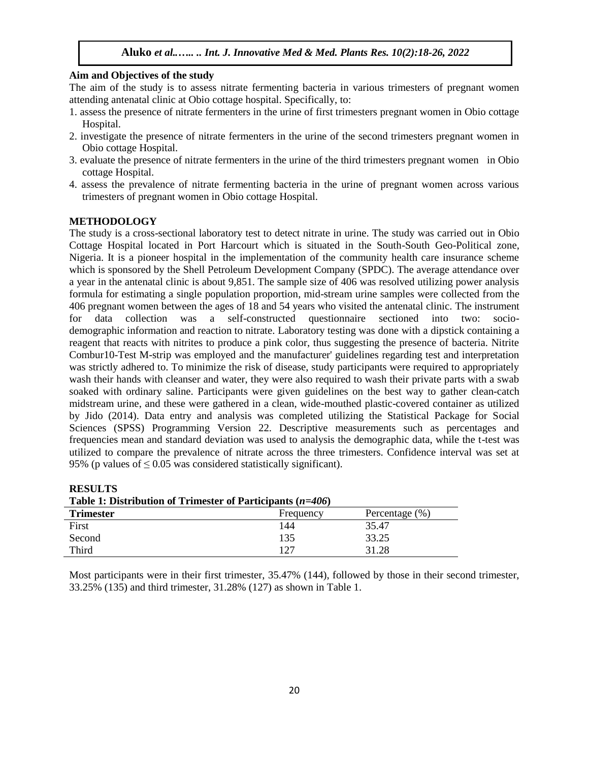## Aim and Objectives of the study

The aim of the study is to assess nitrate fermenting bacteria in various trimesters of pregnant women attending antenatal clinic at Obio cottage hospital. Specifically, to:

1. assess the presence of nitrate fermenters in the urine of first trimesters pregnant women in Obio cottage Hospital.
2. investigate the presence of nitrate fermenters in the urine of the second trimesters pregnant women in Obio cottage Hospital.
3. evaluate the presence of nitrate fermenters in the urine of the third trimesters pregnant women in Obio cottage Hospital.
4. assess the prevalence of nitrate fermenting bacteria in the urine of pregnant women across various trimesters of pregnant women in Obio cottage Hospital.

## METHODOLOGY

The study is a cross-sectional laboratory test to detect nitrate in urine. The study was carried out in Obio Cottage Hospital located in Port Harcourt which is situated in the South-South Geo-Political zone, Nigeria. It is a pioneer hospital in the implementation of the community health care insurance scheme which is sponsored by the Shell Petroleum Development Company (SPDC). The average attendance over a year in the antenatal clinic is about 9,851. The sample size of 406 was resolved utilizing power analysis formula for estimating a single population proportion, mid-stream urine samples were collected from the 406 pregnant women between the ages of 18 and 54 years who visited the antenatal clinic. The instrument for data collection was a self-constructed questionnaire sectioned into two: socio-demographic information and reaction to nitrate. Laboratory testing was done with a dipstick containing a reagent that reacts with nitrites to produce a pink color, thus suggesting the presence of bacteria. Nitrite Combur10-Test M-strip was employed and the manufacturer' guidelines regarding test and interpretation was strictly adhered to. To minimize the risk of disease, study participants were required to appropriately wash their hands with cleanser and water, they were also required to wash their private parts with a swab soaked with ordinary saline. Participants were given guidelines on the best way to gather clean-catch midstream urine, and these were gathered in a clean, wide-mouthed plastic-covered container as utilized by Jido (2014). Data entry and analysis was completed utilizing the Statistical Package for Social Sciences (SPSS) Programming Version 22. Descriptive measurements such as percentages and frequencies mean and standard deviation was used to analysis the demographic data, while the t-test was utilized to compare the prevalence of nitrate across the three trimesters. Confidence interval was set at 95% (p values of $\leq 0.05$ was considered statistically significant).

## RESULTS

**Table 1: Distribution of Trimester of Participants (*n=406*)**

| Trimester | Frequency | Percentage (%) |
|---|---|---|
| First | 144 | 35.47 |
| Second | 135 | 33.25 |
| Third | 127 | 31.28 |

Most participants were in their first trimester, 35.47% (144), followed by those in their second trimester, 33.25% (135) and third trimester, 31.28% (127) as shown in Table 1.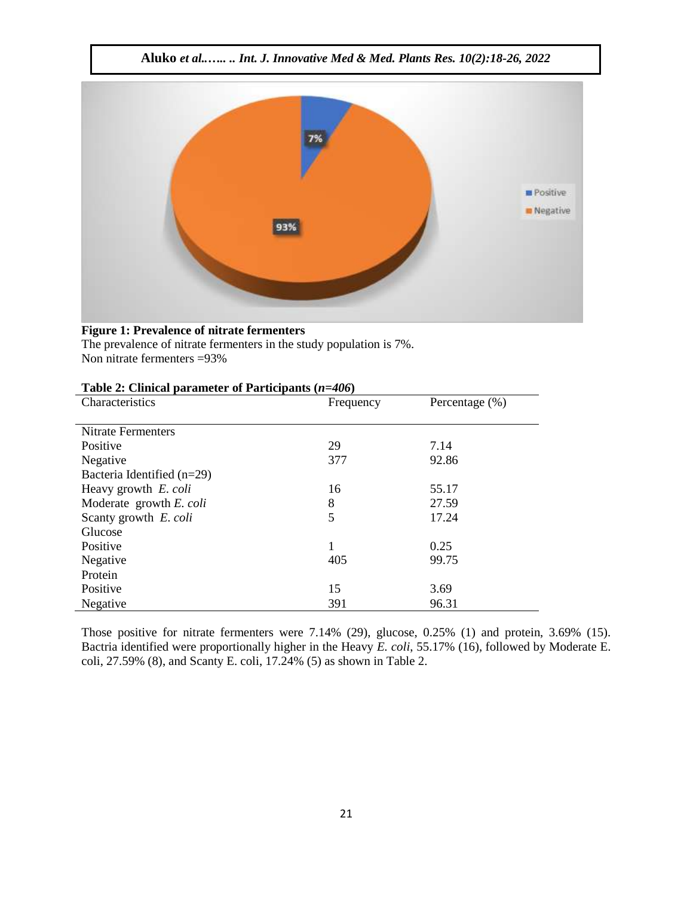**Figure 1: Prevalence of nitrate fermenters**

The prevalence of nitrate fermenters in the study population is 7%.

Non nitrate fermenters =93%

**Table 2: Clinical parameter of Participants (*n=406*)**

| Characteristics | Frequency | Percentage (%) |
|---|---|---|
| Nitrate Fermenters | | |
| Positive | 29 | 7.14 |
| Negative | 377 | 92.86 |
| Bacteria Identified (n=29) | | |
| Heavy growth *E. coli* | 16 | 55.17 |
| Moderate growth *E. coli* | 8 | 27.59 |
| Scanty growth *E. coli* | 5 | 17.24 |
| Glucose | | |
| Positive | 1 | 0.25 |
| Negative | 405 | 99.75 |
| Protein | | |
| Positive | 15 | 3.69 |
| Negative | 391 | 96.31 |

Those positive for nitrate fermenters were 7.14% (29), glucose, 0.25% (1) and protein, 3.69% (15). Bactria identified were proportionally higher in the Heavy *E. coli*, 55.17% (16), followed by Moderate E. coli, 27.59% (8), and Scanty E. coli, 17.24% (5) as shown in Table 2.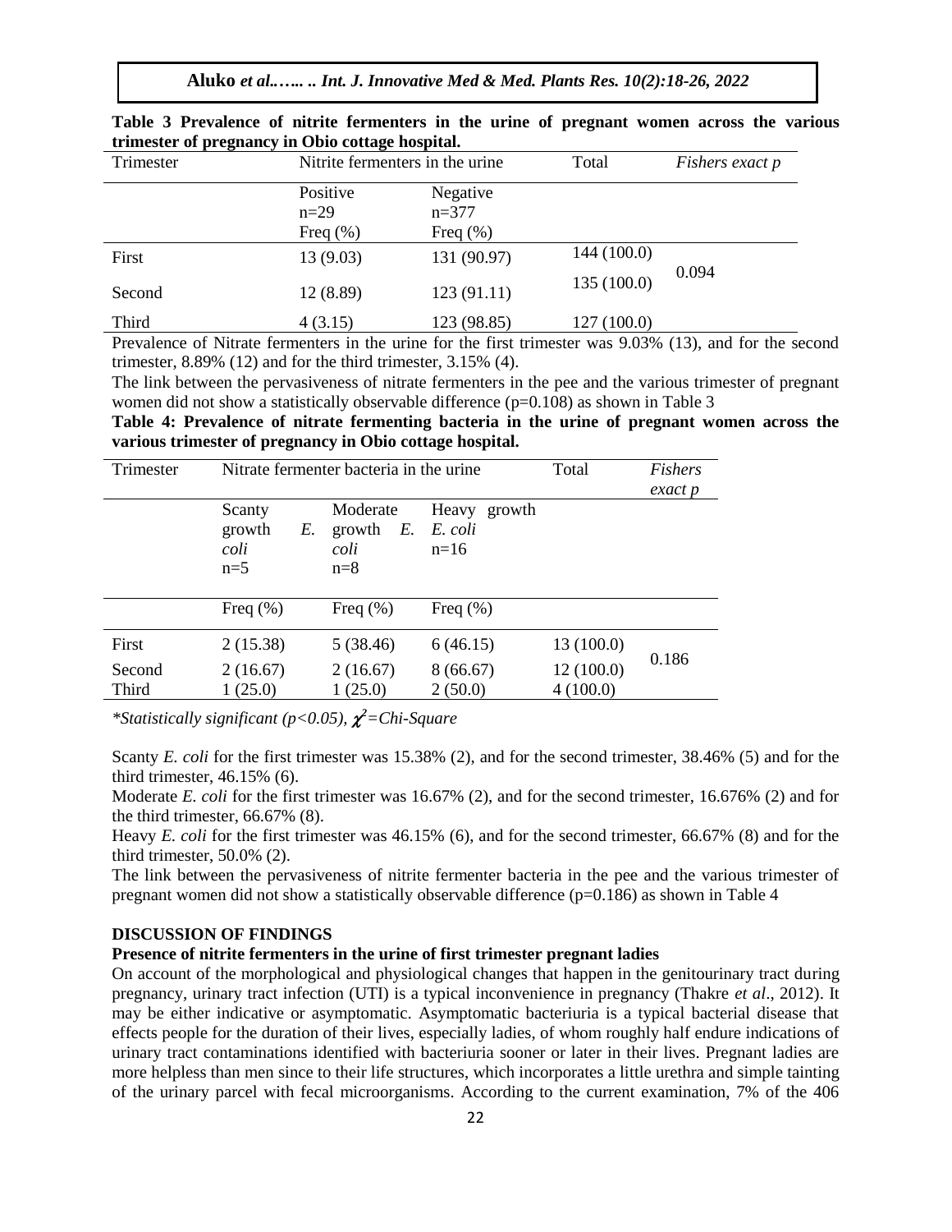**Table 3 Prevalence of nitrite fermenters in the urine of pregnant women across the various trimester of pregnancy in Obio cottage hospital.**

| Trimester | Nitrite fermenters in the urine | | Total | *Fishers exact p* |
|---|---|---|---|---|
| | Positive n=29 Freq (%) | Negative n=377 Freq (%) | | |
| First | 13 (9.03) | 131 (90.97) | 144 (100.0) | 0.094 |
| Second | 12 (8.89) | 123 (91.11) | 135 (100.0) | |
| Third | 4 (3.15) | 123 (98.85) | 127 (100.0) | |

Prevalence of Nitrate fermenters in the urine for the first trimester was 9.03% (13), and for the second trimester, 8.89% (12) and for the third trimester, 3.15% (4).

The link between the pervasiveness of nitrate fermenters in the pee and the various trimester of pregnant women did not show a statistically observable difference (p=0.108) as shown in Table 3

**Table 4: Prevalence of nitrate fermenting bacteria in the urine of pregnant women across the various trimester of pregnancy in Obio cottage hospital.**

| Trimester | Nitrate fermenter bacteria in the urine | | | Total | *Fishers exact p* |
|---|---|---|---|---|---|
| | Scanty growth *E. coli* n=5 | Moderate growth *E. coli* n=8 | Heavy growth *E. coli* n=16 | | |
| | Freq (%) | Freq (%) | Freq (%) | | |
| First | 2 (15.38) | 5 (38.46) | 6 (46.15) | 13 (100.0) | 0.186 |
| Second | 2 (16.67) | 2 (16.67) | 8 (66.67) | 12 (100.0) | |
| Third | 1 (25.0) | 1 (25.0) | 2 (50.0) | 4 (100.0) | |

*\*Statistically significant (p<0.05), $\chi^2$=Chi-Square*

Scanty *E. coli* for the first trimester was 15.38% (2), and for the second trimester, 38.46% (5) and for the third trimester, 46.15% (6).

Moderate *E. coli* for the first trimester was 16.67% (2), and for the second trimester, 16.676% (2) and for the third trimester, 66.67% (8).

Heavy *E. coli* for the first trimester was 46.15% (6), and for the second trimester, 66.67% (8) and for the third trimester, 50.0% (2).

The link between the pervasiveness of nitrite fermenter bacteria in the pee and the various trimester of pregnant women did not show a statistically observable difference (p=0.186) as shown in Table 4

## DISCUSSION OF FINDINGS

### Presence of nitrite fermenters in the urine of first trimester pregnant ladies

On account of the morphological and physiological changes that happen in the genitourinary tract during pregnancy, urinary tract infection (UTI) is a typical inconvenience in pregnancy (Thakre *et al*., 2012). It may be either indicative or asymptomatic. Asymptomatic bacteriuria is a typical bacterial disease that effects people for the duration of their lives, especially ladies, of whom roughly half endure indications of urinary tract contaminations identified with bacteriuria sooner or later in their lives. Pregnant ladies are more helpless than men since to their life structures, which incorporates a little urethra and simple tainting of the urinary parcel with fecal microorganisms. According to the current examination, 7% of the 406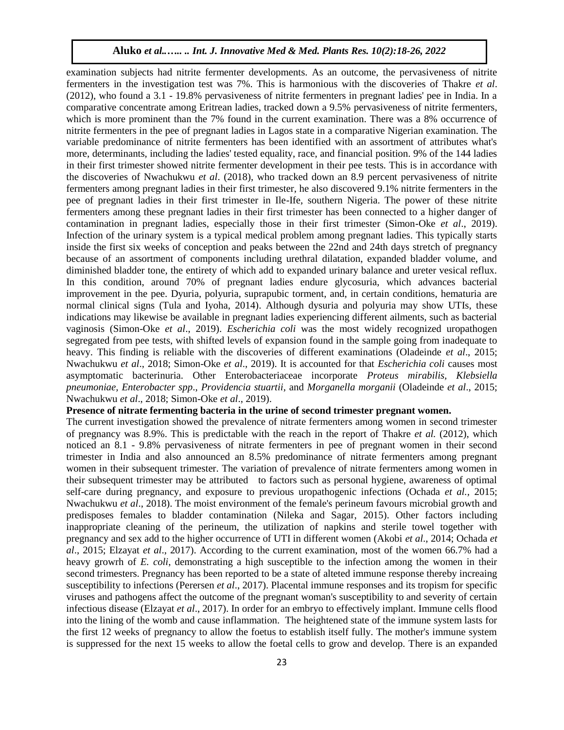examination subjects had nitrite fermenter developments. As an outcome, the pervasiveness of nitrite fermenters in the investigation test was 7%. This is harmonious with the discoveries of Thakre *et al*. (2012), who found a 3.1 - 19.8% pervasiveness of nitrite fermenters in pregnant ladies' pee in India. In a comparative concentrate among Eritrean ladies, tracked down a 9.5% pervasiveness of nitrite fermenters, which is more prominent than the 7% found in the current examination. There was a 8% occurrence of nitrite fermenters in the pee of pregnant ladies in Lagos state in a comparative Nigerian examination. The variable predominance of nitrite fermenters has been identified with an assortment of attributes what's more, determinants, including the ladies' tested equality, race, and financial position. 9% of the 144 ladies in their first trimester showed nitrite fermenter development in their pee tests. This is in accordance with the discoveries of Nwachukwu *et al*. (2018), who tracked down an 8.9 percent pervasiveness of nitrite fermenters among pregnant ladies in their first trimester, he also discovered 9.1% nitrite fermenters in the pee of pregnant ladies in their first trimester in Ile-Ife, southern Nigeria. The power of these nitrite fermenters among these pregnant ladies in their first trimester has been connected to a higher danger of contamination in pregnant ladies, especially those in their first trimester (Simon-Oke *et al*., 2019). Infection of the urinary system is a typical medical problem among pregnant ladies. This typically starts inside the first six weeks of conception and peaks between the 22nd and 24th days stretch of pregnancy because of an assortment of components including urethral dilatation, expanded bladder volume, and diminished bladder tone, the entirety of which add to expanded urinary balance and ureter vesical reflux. In this condition, around 70% of pregnant ladies endure glycosuria, which advances bacterial improvement in the pee. Dyuria, polyuria, suprapubic torment, and, in certain conditions, hematuria are normal clinical signs (Tula and Iyoha, 2014). Although dysuria and polyuria may show UTIs, these indications may likewise be available in pregnant ladies experiencing different ailments, such as bacterial vaginosis (Simon-Oke *et al*., 2019). *Escherichia coli* was the most widely recognized uropathogen segregated from pee tests, with shifted levels of expansion found in the sample going from inadequate to heavy. This finding is reliable with the discoveries of different examinations (Oladeinde *et al*., 2015; Nwachukwu *et al*., 2018; Simon-Oke *et al*., 2019). It is accounted for that *Escherichia coli* causes most asymptomatic bacterinuria. Other Enterobacteriaceae incorporate *Proteus mirabilis, Klebsiella pneumoniae, Enterobacter spp*., *Providencia stuartii*, and *Morganella morganii* (Oladeinde *et al*., 2015; Nwachukwu *et al*., 2018; Simon-Oke *et al*., 2019).

**Presence of nitrate fermenting bacteria in the urine of second trimester pregnant women.**

The current investigation showed the prevalence of nitrate fermenters among women in second trimester of pregnancy was 8.9%. This is predictable with the reach in the report of Thakre *et al.* (2012), which noticed an 8.1 - 9.8% pervasiveness of nitrate fermenters in pee of pregnant women in their second trimester in India and also announced an 8.5% predominance of nitrate fermenters among pregnant women in their subsequent trimester. The variation of prevalence of nitrate fermenters among women in their subsequent trimester may be attributed to factors such as personal hygiene, awareness of optimal self-care during pregnancy, and exposure to previous uropathogenic infections (Ochada *et al.*, 2015; Nwachukwu *et al*., 2018). The moist environment of the female's perineum favours microbial growth and predisposes females to bladder contamination (Nileka and Sagar, 2015). Other factors including inappropriate cleaning of the perineum, the utilization of napkins and sterile towel together with pregnancy and sex add to the higher occurrence of UTI in different women (Akobi *et al*., 2014; Ochada *et al*., 2015; Elzayat *et al*., 2017). According to the current examination, most of the women 66.7% had a heavy growrh of *E. coli*, demonstrating a high susceptible to the infection among the women in their second trimesters. Pregnancy has been reported to be a state of alteted immune response thereby increaing susceptibility to infections (Perersen *et al*., 2017). Placental immune responses and its tropism for specific viruses and pathogens affect the outcome of the pregnant woman's susceptibility to and severity of certain infectious disease (Elzayat *et al*., 2017). In order for an embryo to effectively implant. Immune cells flood into the lining of the womb and cause inflammation. The heightened state of the immune system lasts for the first 12 weeks of pregnancy to allow the foetus to establish itself fully. The mother's immune system is suppressed for the next 15 weeks to allow the foetal cells to grow and develop. There is an expanded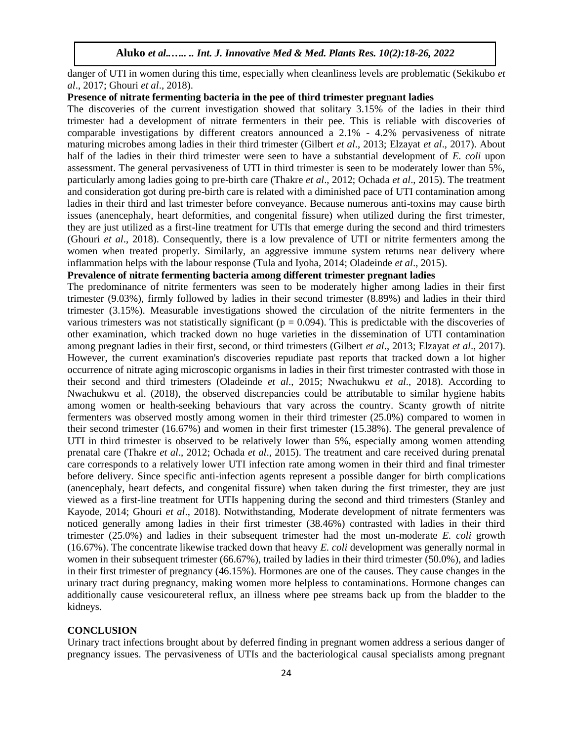danger of UTI in women during this time, especially when cleanliness levels are problematic (Sekikubo *et al*., 2017; Ghouri *et al*., 2018).

**Presence of nitrate fermenting bacteria in the pee of third trimester pregnant ladies**

The discoveries of the current investigation showed that solitary 3.15% of the ladies in their third trimester had a development of nitrate fermenters in their pee. This is reliable with discoveries of comparable investigations by different creators announced a 2.1% - 4.2% pervasiveness of nitrate maturing microbes among ladies in their third trimester (Gilbert *et al*., 2013; Elzayat *et al*., 2017). About half of the ladies in their third trimester were seen to have a substantial development of *E. coli* upon assessment. The general pervasiveness of UTI in third trimester is seen to be moderately lower than 5%, particularly among ladies going to pre-birth care (Thakre *et al*., 2012; Ochada *et al*., 2015). The treatment and consideration got during pre-birth care is related with a diminished pace of UTI contamination among ladies in their third and last trimester before conveyance. Because numerous anti-toxins may cause birth issues (anencephaly, heart deformities, and congenital fissure) when utilized during the first trimester, they are just utilized as a first-line treatment for UTIs that emerge during the second and third trimesters (Ghouri *et al*., 2018). Consequently, there is a low prevalence of UTI or nitrite fermenters among the women when treated properly. Similarly, an aggressive immune system returns near delivery where inflammation helps with the labour response (Tula and Iyoha, 2014; Oladeinde *et al*., 2015).

**Prevalence of nitrate fermenting bacteria among different trimester pregnant ladies**

The predominance of nitrite fermenters was seen to be moderately higher among ladies in their first trimester (9.03%), firmly followed by ladies in their second trimester (8.89%) and ladies in their third trimester (3.15%). Measurable investigations showed the circulation of the nitrite fermenters in the various trimesters was not statistically significant ($p = 0.094$). This is predictable with the discoveries of other examination, which tracked down no huge varieties in the dissemination of UTI contamination among pregnant ladies in their first, second, or third trimesters (Gilbert *et al*., 2013; Elzayat *et al*., 2017). However, the current examination's discoveries repudiate past reports that tracked down a lot higher occurrence of nitrate aging microscopic organisms in ladies in their first trimester contrasted with those in their second and third trimesters (Oladeinde *et al*., 2015; Nwachukwu *et al*., 2018). According to Nwachukwu et al. (2018), the observed discrepancies could be attributable to similar hygiene habits among women or health-seeking behaviours that vary across the country. Scanty growth of nitrite fermenters was observed mostly among women in their third trimester (25.0%) compared to women in their second trimester (16.67%) and women in their first trimester (15.38%). The general prevalence of UTI in third trimester is observed to be relatively lower than 5%, especially among women attending prenatal care (Thakre *et al*., 2012; Ochada *et al*., 2015). The treatment and care received during prenatal care corresponds to a relatively lower UTI infection rate among women in their third and final trimester before delivery. Since specific anti-infection agents represent a possible danger for birth complications (anencephaly, heart defects, and congenital fissure) when taken during the first trimester, they are just viewed as a first-line treatment for UTIs happening during the second and third trimesters (Stanley and Kayode, 2014; Ghouri *et al*., 2018). Notwithstanding, Moderate development of nitrate fermenters was noticed generally among ladies in their first trimester (38.46%) contrasted with ladies in their third trimester (25.0%) and ladies in their subsequent trimester had the most un-moderate *E. coli* growth (16.67%). The concentrate likewise tracked down that heavy *E. coli* development was generally normal in women in their subsequent trimester (66.67%), trailed by ladies in their third trimester (50.0%), and ladies in their first trimester of pregnancy (46.15%). Hormones are one of the causes. They cause changes in the urinary tract during pregnancy, making women more helpless to contaminations. Hormone changes can additionally cause vesicoureteral reflux, an illness where pee streams back up from the bladder to the kidneys.

## CONCLUSION

Urinary tract infections brought about by deferred finding in pregnant women address a serious danger of pregnancy issues. The pervasiveness of UTIs and the bacteriological causal specialists among pregnant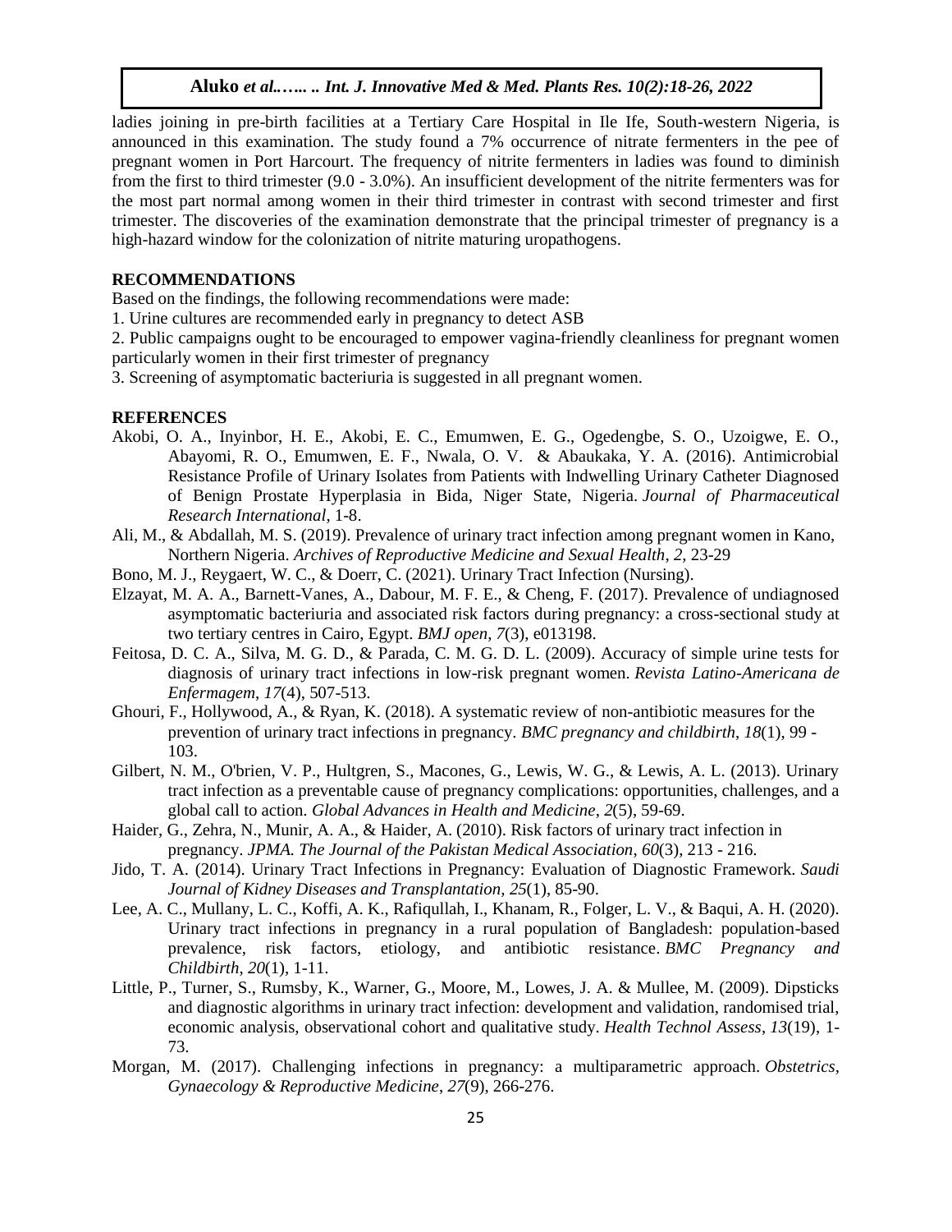ladies joining in pre-birth facilities at a Tertiary Care Hospital in Ile Ife, South-western Nigeria, is announced in this examination. The study found a 7% occurrence of nitrate fermenters in the pee of pregnant women in Port Harcourt. The frequency of nitrite fermenters in ladies was found to diminish from the first to third trimester (9.0 - 3.0%). An insufficient development of the nitrite fermenters was for the most part normal among women in their third trimester in contrast with second trimester and first trimester. The discoveries of the examination demonstrate that the principal trimester of pregnancy is a high-hazard window for the colonization of nitrite maturing uropathogens.

## RECOMMENDATIONS

Based on the findings, the following recommendations were made:

1. Urine cultures are recommended early in pregnancy to detect ASB
2. Public campaigns ought to be encouraged to empower vagina-friendly cleanliness for pregnant women particularly women in their first trimester of pregnancy
3. Screening of asymptomatic bacteriuria is suggested in all pregnant women.

## REFERENCES

Akobi, O. A., Inyinbor, H. E., Akobi, E. C., Emumwen, E. G., Ogedengbe, S. O., Uzoigwe, E. O., Abayomi, R. O., Emumwen, E. F., Nwala, O. V. & Abaukaka, Y. A. (2016). Antimicrobial Resistance Profile of Urinary Isolates from Patients with Indwelling Urinary Catheter Diagnosed of Benign Prostate Hyperplasia in Bida, Niger State, Nigeria. *Journal of Pharmaceutical Research International*, 1-8.

Ali, M., & Abdallah, M. S. (2019). Prevalence of urinary tract infection among pregnant women in Kano, Northern Nigeria. *Archives of Reproductive Medicine and Sexual Health*, *2*, 23-29

Bono, M. J., Reygaert, W. C., & Doerr, C. (2021). Urinary Tract Infection (Nursing).

Elzayat, M. A. A., Barnett-Vanes, A., Dabour, M. F. E., & Cheng, F. (2017). Prevalence of undiagnosed asymptomatic bacteriuria and associated risk factors during pregnancy: a cross-sectional study at two tertiary centres in Cairo, Egypt. *BMJ open*, *7*(3), e013198.

Feitosa, D. C. A., Silva, M. G. D., & Parada, C. M. G. D. L. (2009). Accuracy of simple urine tests for diagnosis of urinary tract infections in low-risk pregnant women. *Revista Latino-Americana de Enfermagem*, *17*(4), 507-513.

Ghouri, F., Hollywood, A., & Ryan, K. (2018). A systematic review of non-antibiotic measures for the prevention of urinary tract infections in pregnancy. *BMC pregnancy and childbirth*, *18*(1), 99 - 103.

Gilbert, N. M., O'brien, V. P., Hultgren, S., Macones, G., Lewis, W. G., & Lewis, A. L. (2013). Urinary tract infection as a preventable cause of pregnancy complications: opportunities, challenges, and a global call to action. *Global Advances in Health and Medicine*, *2*(5), 59-69.

Haider, G., Zehra, N., Munir, A. A., & Haider, A. (2010). Risk factors of urinary tract infection in pregnancy. *JPMA. The Journal of the Pakistan Medical Association*, *60*(3), 213 - 216.

Jido, T. A. (2014). Urinary Tract Infections in Pregnancy: Evaluation of Diagnostic Framework. *Saudi Journal of Kidney Diseases and Transplantation*, *25*(1), 85-90.

Lee, A. C., Mullany, L. C., Koffi, A. K., Rafiqullah, I., Khanam, R., Folger, L. V., & Baqui, A. H. (2020). Urinary tract infections in pregnancy in a rural population of Bangladesh: population-based prevalence, risk factors, etiology, and antibiotic resistance. *BMC Pregnancy and Childbirth*, *20*(1), 1-11.

Little, P., Turner, S., Rumsby, K., Warner, G., Moore, M., Lowes, J. A. & Mullee, M. (2009). Dipsticks and diagnostic algorithms in urinary tract infection: development and validation, randomised trial, economic analysis, observational cohort and qualitative study. *Health Technol Assess*, *13*(19), 1-73.

Morgan, M. (2017). Challenging infections in pregnancy: a multiparametric approach. *Obstetrics, Gynaecology & Reproductive Medicine*, *27*(9), 266-276.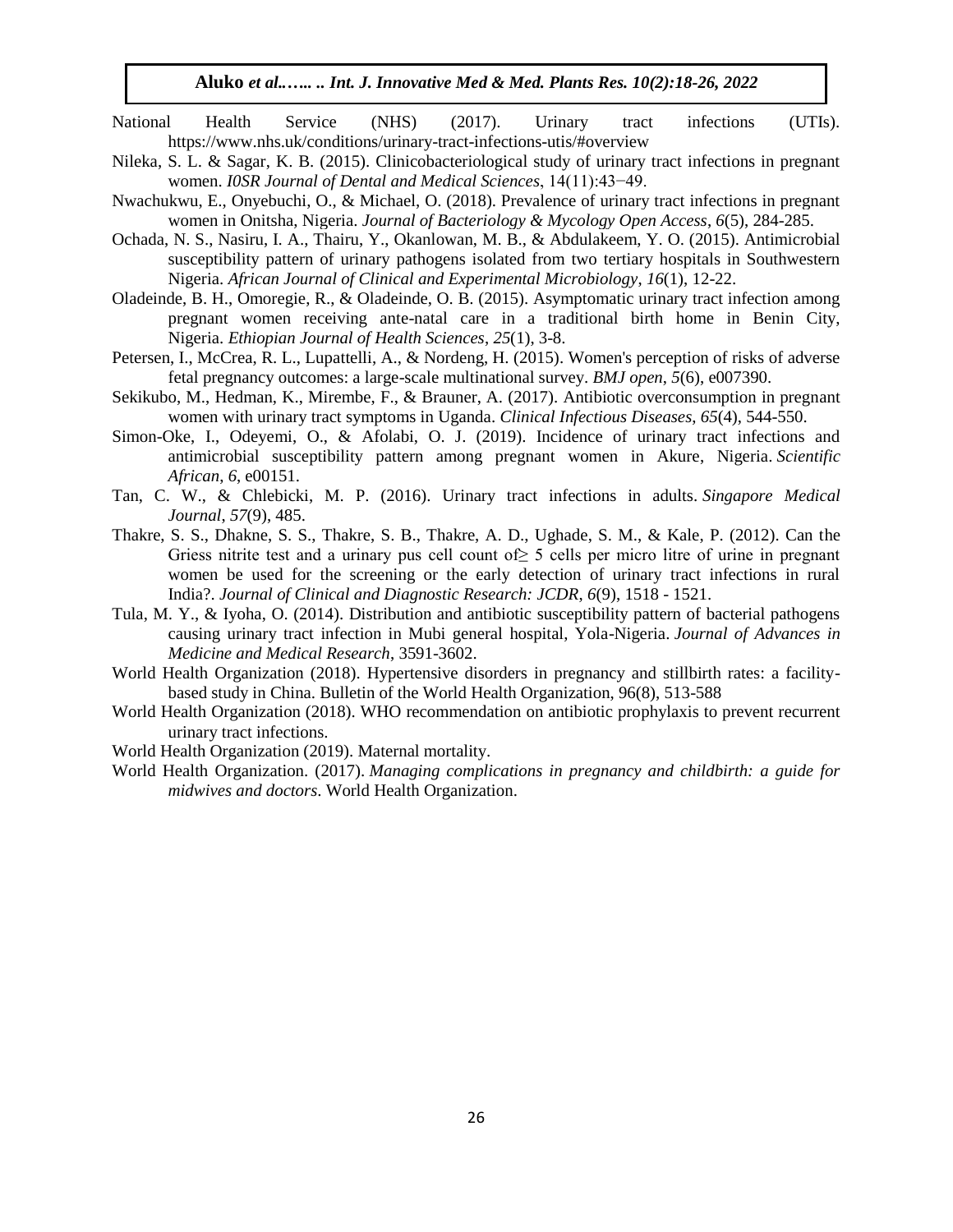National Health Service (NHS) (2017). Urinary tract infections (UTIs). https://www.nhs.uk/conditions/urinary-tract-infections-utis/#overview

Nileka, S. L. & Sagar, K. B. (2015). Clinicobacteriological study of urinary tract infections in pregnant women. *I0SR Journal of Dental and Medical Sciences*, 14(11):43−49.

Nwachukwu, E., Onyebuchi, O., & Michael, O. (2018). Prevalence of urinary tract infections in pregnant women in Onitsha, Nigeria. *Journal of Bacteriology & Mycology Open Access*, *6*(5), 284-285.

Ochada, N. S., Nasiru, I. A., Thairu, Y., Okanlowan, M. B., & Abdulakeem, Y. O. (2015). Antimicrobial susceptibility pattern of urinary pathogens isolated from two tertiary hospitals in Southwestern Nigeria. *African Journal of Clinical and Experimental Microbiology*, *16*(1), 12-22.

Oladeinde, B. H., Omoregie, R., & Oladeinde, O. B. (2015). Asymptomatic urinary tract infection among pregnant women receiving ante-natal care in a traditional birth home in Benin City, Nigeria. *Ethiopian Journal of Health Sciences*, *25*(1), 3-8.

Petersen, I., McCrea, R. L., Lupattelli, A., & Nordeng, H. (2015). Women's perception of risks of adverse fetal pregnancy outcomes: a large-scale multinational survey. *BMJ open*, *5*(6), e007390.

Sekikubo, M., Hedman, K., Mirembe, F., & Brauner, A. (2017). Antibiotic overconsumption in pregnant women with urinary tract symptoms in Uganda. *Clinical Infectious Diseases*, *65*(4), 544-550.

Simon-Oke, I., Odeyemi, O., & Afolabi, O. J. (2019). Incidence of urinary tract infections and antimicrobial susceptibility pattern among pregnant women in Akure, Nigeria. *Scientific African*, *6*, e00151.

Tan, C. W., & Chlebicki, M. P. (2016). Urinary tract infections in adults. *Singapore Medical Journal*, *57*(9), 485.

Thakre, S. S., Dhakne, S. S., Thakre, S. B., Thakre, A. D., Ughade, S. M., & Kale, P. (2012). Can the Griess nitrite test and a urinary pus cell count of≥ 5 cells per micro litre of urine in pregnant women be used for the screening or the early detection of urinary tract infections in rural India?. *Journal of Clinical and Diagnostic Research: JCDR*, *6*(9), 1518 - 1521.

Tula, M. Y., & Iyoha, O. (2014). Distribution and antibiotic susceptibility pattern of bacterial pathogens causing urinary tract infection in Mubi general hospital, Yola-Nigeria. *Journal of Advances in Medicine and Medical Research*, 3591-3602.

World Health Organization (2018). Hypertensive disorders in pregnancy and stillbirth rates: a facility-based study in China. Bulletin of the World Health Organization, 96(8), 513-588

World Health Organization (2018). WHO recommendation on antibiotic prophylaxis to prevent recurrent urinary tract infections.

World Health Organization (2019). Maternal mortality.

World Health Organization. (2017). *Managing complications in pregnancy and childbirth: a guide for midwives and doctors*. World Health Organization.